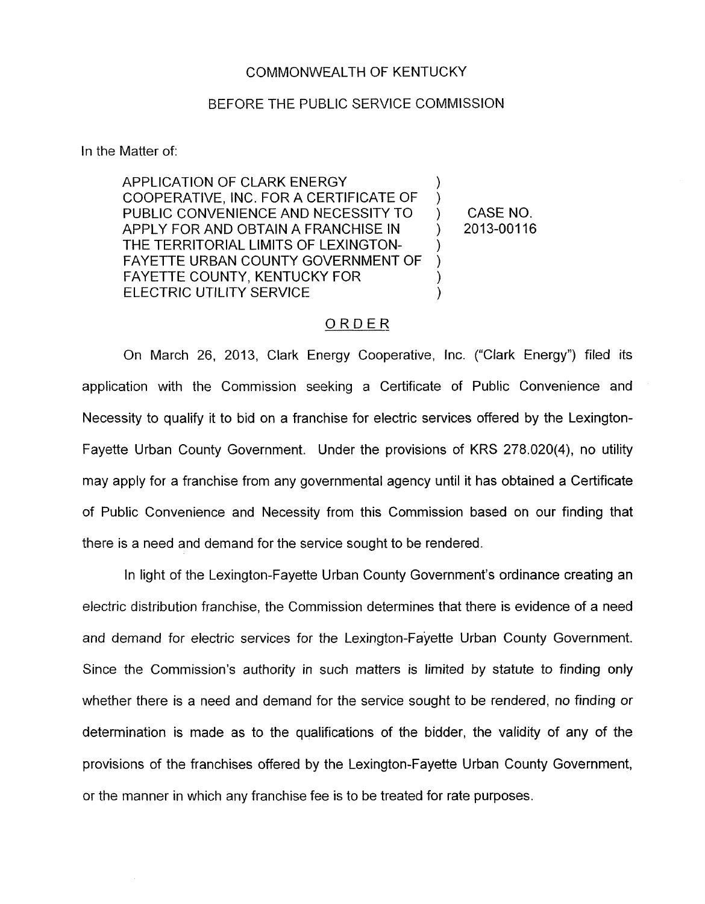COMMONWEALTH OF KENTUCKY

BEFORE THE PUBLIC SERVICE COMMISSION

In the Matter of:

| | | |
|---|---|---|
| APPLICATION OF CLARK ENERGY COOPERATIVE, INC. FOR A CERTIFICATE OF PUBLIC CONVENIENCE AND NECESSITY TO APPLY FOR AND OBTAIN A FRANCHISE IN THE TERRITORIAL LIMITS OF LEXINGTON-FAYETTE URBAN COUNTY GOVERNMENT OF FAYETTE COUNTY, KENTUCKY FOR ELECTRIC UTILITY SERVICE | ) | CASE NO. 2013-00116 |

## ORDER

On March 26, 2013, Clark Energy Cooperative, Inc. ("Clark Energy") filed its application with the Commission seeking a Certificate of Public Convenience and Necessity to qualify it to bid on a franchise for electric services offered by the Lexington-Fayette Urban County Government. Under the provisions of KRS 278.020(4), no utility may apply for a franchise from any governmental agency until it has obtained a Certificate of Public Convenience and Necessity from this Commission based on our finding that there is a need and demand for the service sought to be rendered.

In light of the Lexington-Fayette Urban County Government's ordinance creating an electric distribution franchise, the Commission determines that there is evidence of a need and demand for electric services for the Lexington-Fayette Urban County Government. Since the Commission's authority in such matters is limited by statute to finding only whether there is a need and demand for the service sought to be rendered, no finding or determination is made as to the qualifications of the bidder, the validity of any of the provisions of the franchises offered by the Lexington-Fayette Urban County Government, or the manner in which any franchise fee is to be treated for rate purposes.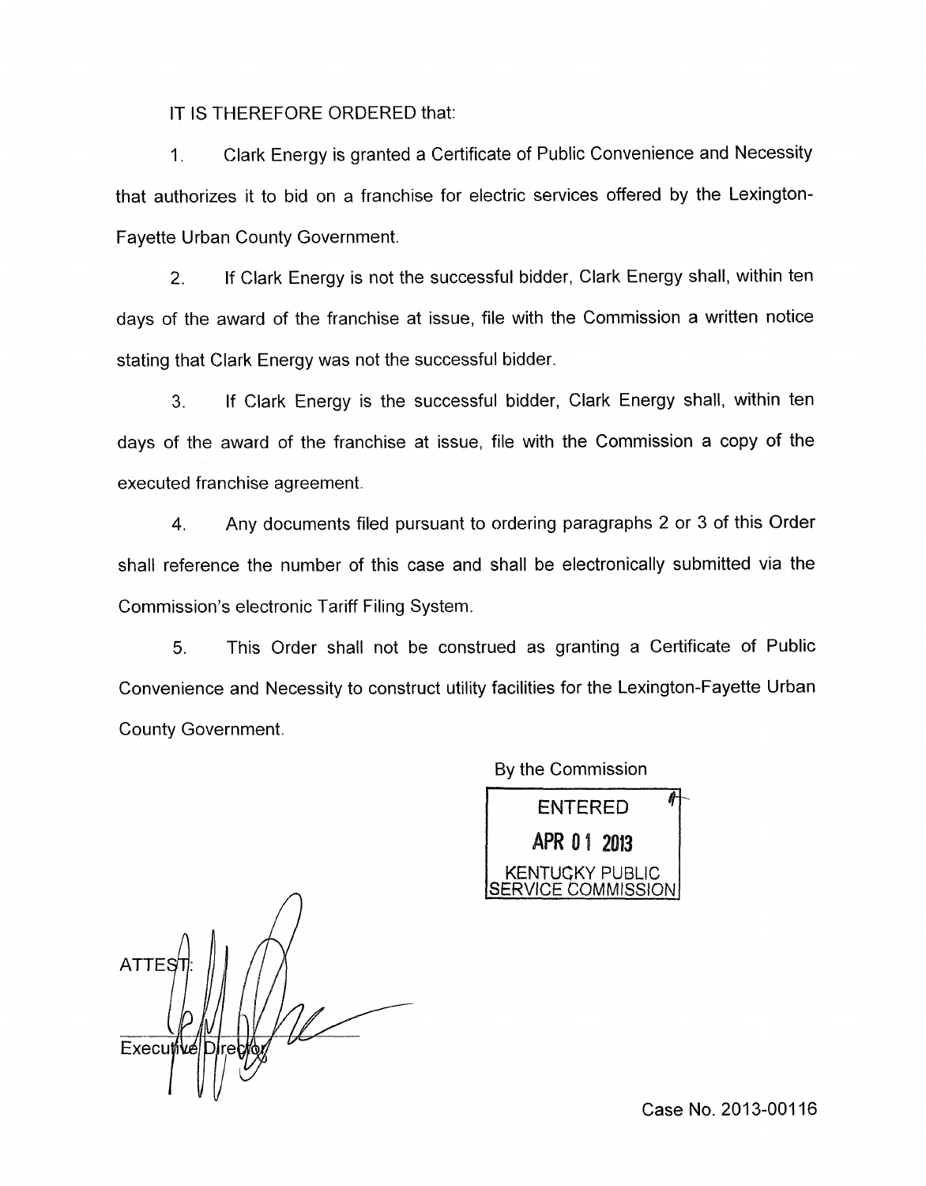IT IS THEREFORE ORDERED that:

1. Clark Energy is granted a Certificate of Public Convenience and Necessity that authorizes it to bid on a franchise for electric services offered by the Lexington-Fayette Urban County Government.

2. If Clark Energy is not the successful bidder, Clark Energy shall, within ten days of the award of the franchise at issue, file with the Commission a written notice stating that Clark Energy was not the successful bidder.

3. If Clark Energy is the successful bidder, Clark Energy shall, within ten days of the award of the franchise at issue, file with the Commission a copy of the executed franchise agreement.

4. Any documents filed pursuant to ordering paragraphs 2 or 3 of this Order shall reference the number of this case and shall be electronically submitted via the Commission's electronic Tariff Filing System.

5. This Order shall not be construed as granting a Certificate of Public Convenience and Necessity to construct utility facilities for the Lexington-Fayette Urban County Government.

By the Commission

ENTERED
APR 01 2013
KENTUCKY PUBLIC SERVICE COMMISSION

ATTEST:

Executive Director

Case No. 2013-00116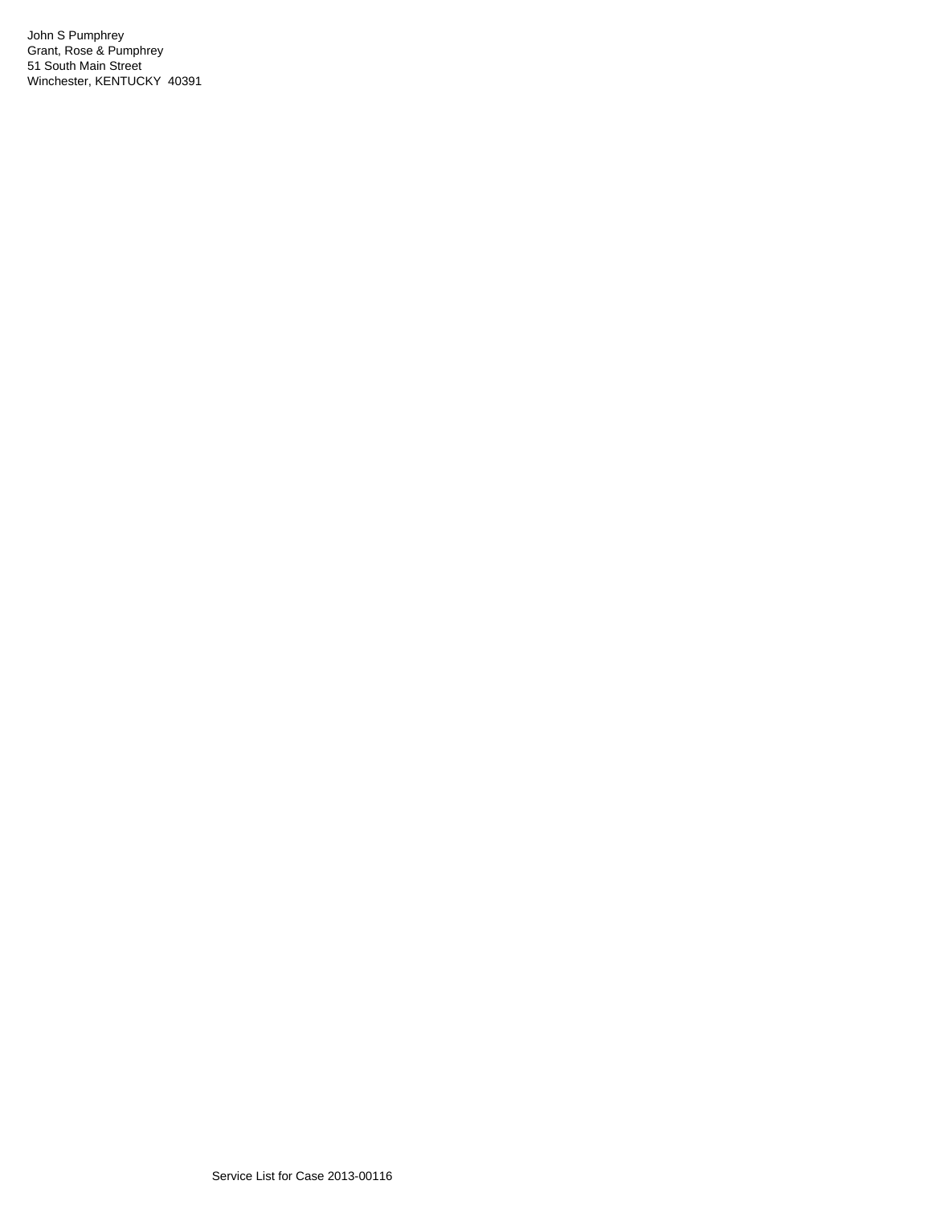John S Pumphrey
Grant, Rose & Pumphrey
51 South Main Street
Winchester, KENTUCKY  40391